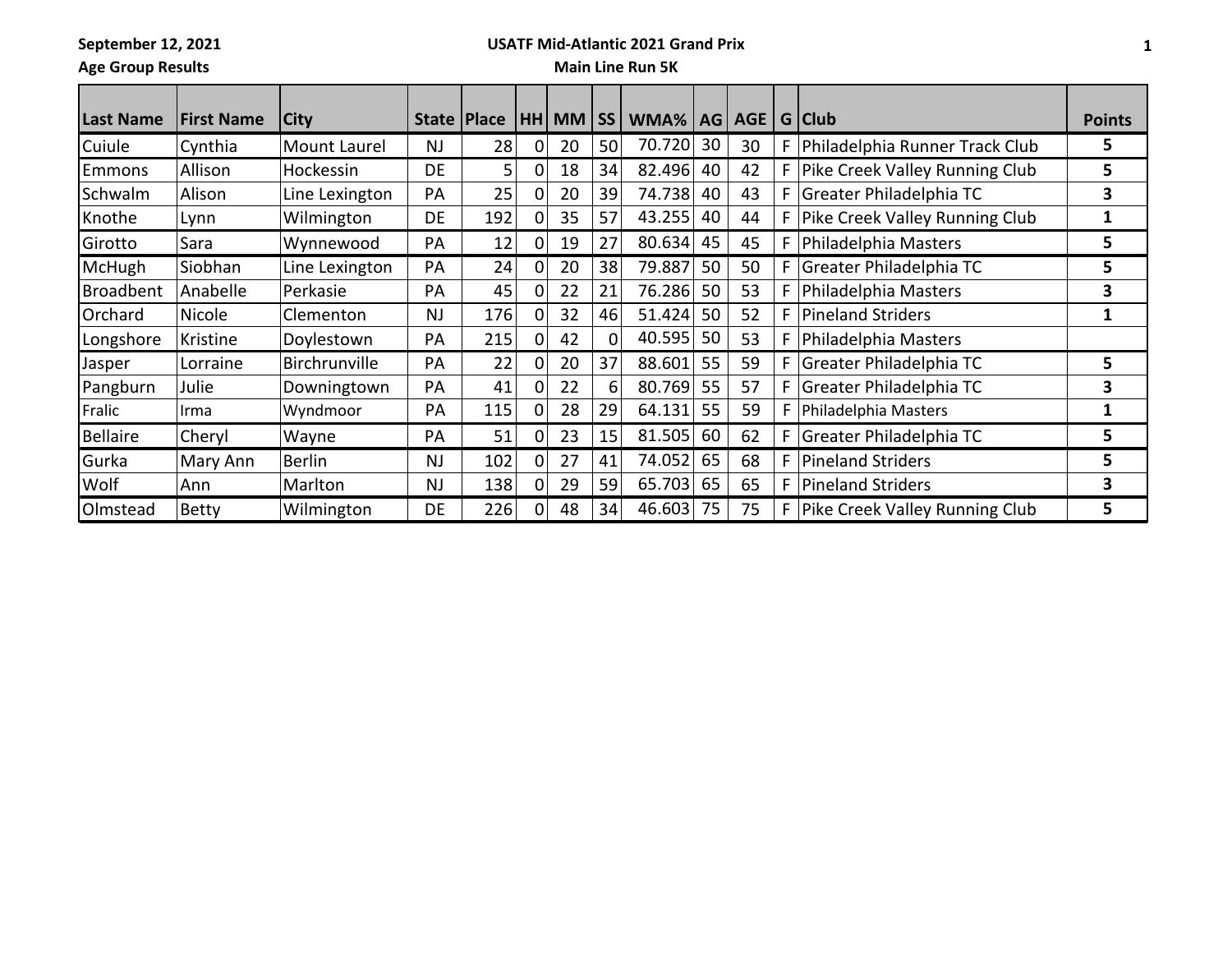**September 12, 2021**
**Age Group Results**

**USATF Mid-Atlantic 2021 Grand Prix**
**Main Line Run 5K**

| Last Name | First Name | City | State | Place | HH | MM | SS | WMA% | AG | AGE | G | Club | Points |
|---|---|---|---|---|---|---|---|---|---|---|---|---|---|
| Cuiule | Cynthia | Mount Laurel | NJ | 28 | 0 | 20 | 50 | 70.720 | 30 | 30 | F | Philadelphia Runner Track Club | 5 |
| Emmons | Allison | Hockessin | DE | 5 | 0 | 18 | 34 | 82.496 | 40 | 42 | F | Pike Creek Valley Running Club | 5 |
| Schwalm | Alison | Line Lexington | PA | 25 | 0 | 20 | 39 | 74.738 | 40 | 43 | F | Greater Philadelphia TC | 3 |
| Knothe | Lynn | Wilmington | DE | 192 | 0 | 35 | 57 | 43.255 | 40 | 44 | F | Pike Creek Valley Running Club | 1 |
| Girotto | Sara | Wynnewood | PA | 12 | 0 | 19 | 27 | 80.634 | 45 | 45 | F | Philadelphia Masters | 5 |
| McHugh | Siobhan | Line Lexington | PA | 24 | 0 | 20 | 38 | 79.887 | 50 | 50 | F | Greater Philadelphia TC | 5 |
| Broadbent | Anabelle | Perkasie | PA | 45 | 0 | 22 | 21 | 76.286 | 50 | 53 | F | Philadelphia Masters | 3 |
| Orchard | Nicole | Clementon | NJ | 176 | 0 | 32 | 46 | 51.424 | 50 | 52 | F | Pineland Striders | 1 |
| Longshore | Kristine | Doylestown | PA | 215 | 0 | 42 | 0 | 40.595 | 50 | 53 | F | Philadelphia Masters | |
| Jasper | Lorraine | Birchrunville | PA | 22 | 0 | 20 | 37 | 88.601 | 55 | 59 | F | Greater Philadelphia TC | 5 |
| Pangburn | Julie | Downingtown | PA | 41 | 0 | 22 | 6 | 80.769 | 55 | 57 | F | Greater Philadelphia TC | 3 |
| Fralic | Irma | Wyndmoor | PA | 115 | 0 | 28 | 29 | 64.131 | 55 | 59 | F | Philadelphia Masters | 1 |
| Bellaire | Cheryl | Wayne | PA | 51 | 0 | 23 | 15 | 81.505 | 60 | 62 | F | Greater Philadelphia TC | 5 |
| Gurka | Mary Ann | Berlin | NJ | 102 | 0 | 27 | 41 | 74.052 | 65 | 68 | F | Pineland Striders | 5 |
| Wolf | Ann | Marlton | NJ | 138 | 0 | 29 | 59 | 65.703 | 65 | 65 | F | Pineland Striders | 3 |
| Olmstead | Betty | Wilmington | DE | 226 | 0 | 48 | 34 | 46.603 | 75 | 75 | F | Pike Creek Valley Running Club | 5 |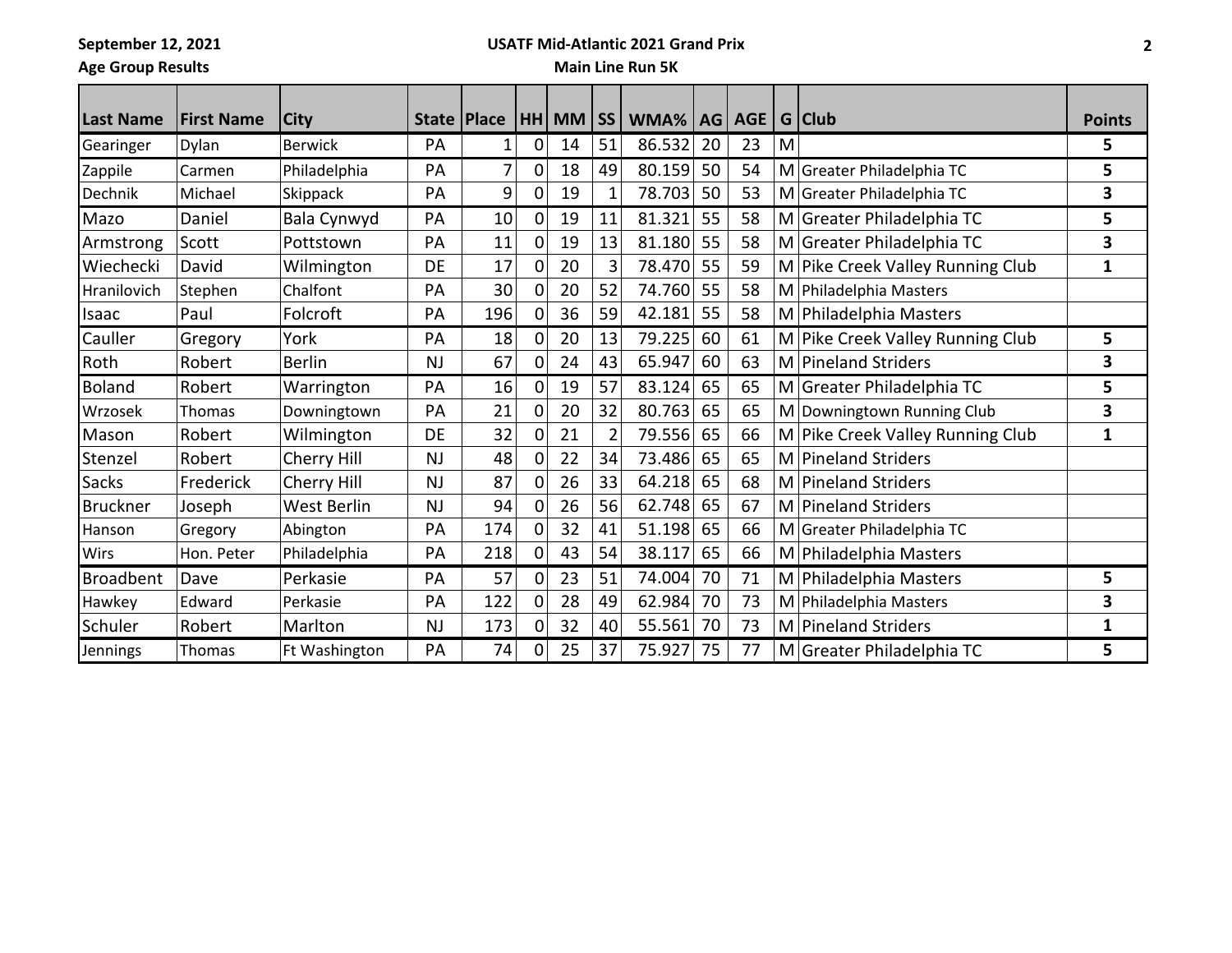September 12, 2021

**USATF Mid-Atlantic 2021 Grand Prix**

Age Group Results

**Main Line Run 5K**

| Last Name | First Name | City | State | Place | HH | MM | SS | WMA% | AG | AGE | G | Club | Points |
|---|---|---|---|---|---|---|---|---|---|---|---|---|---|
| Gearinger | Dylan | Berwick | PA | 1 | 0 | 14 | 51 | 86.532 | 20 | 23 | M | | 5 |
| Zappile | Carmen | Philadelphia | PA | 7 | 0 | 18 | 49 | 80.159 | 50 | 54 | M | Greater Philadelphia TC | 5 |
| Dechnik | Michael | Skippack | PA | 9 | 0 | 19 | 1 | 78.703 | 50 | 53 | M | Greater Philadelphia TC | 3 |
| Mazo | Daniel | Bala Cynwyd | PA | 10 | 0 | 19 | 11 | 81.321 | 55 | 58 | M | Greater Philadelphia TC | 5 |
| Armstrong | Scott | Pottstown | PA | 11 | 0 | 19 | 13 | 81.180 | 55 | 58 | M | Greater Philadelphia TC | 3 |
| Wiechecki | David | Wilmington | DE | 17 | 0 | 20 | 3 | 78.470 | 55 | 59 | M | Pike Creek Valley Running Club | 1 |
| Hranilovich | Stephen | Chalfont | PA | 30 | 0 | 20 | 52 | 74.760 | 55 | 58 | M | Philadelphia Masters | |
| Isaac | Paul | Folcroft | PA | 196 | 0 | 36 | 59 | 42.181 | 55 | 58 | M | Philadelphia Masters | |
| Cauller | Gregory | York | PA | 18 | 0 | 20 | 13 | 79.225 | 60 | 61 | M | Pike Creek Valley Running Club | 5 |
| Roth | Robert | Berlin | NJ | 67 | 0 | 24 | 43 | 65.947 | 60 | 63 | M | Pineland Striders | 3 |
| Boland | Robert | Warrington | PA | 16 | 0 | 19 | 57 | 83.124 | 65 | 65 | M | Greater Philadelphia TC | 5 |
| Wrzosek | Thomas | Downingtown | PA | 21 | 0 | 20 | 32 | 80.763 | 65 | 65 | M | Downingtown Running Club | 3 |
| Mason | Robert | Wilmington | DE | 32 | 0 | 21 | 2 | 79.556 | 65 | 66 | M | Pike Creek Valley Running Club | 1 |
| Stenzel | Robert | Cherry Hill | NJ | 48 | 0 | 22 | 34 | 73.486 | 65 | 65 | M | Pineland Striders | |
| Sacks | Frederick | Cherry Hill | NJ | 87 | 0 | 26 | 33 | 64.218 | 65 | 68 | M | Pineland Striders | |
| Bruckner | Joseph | West Berlin | NJ | 94 | 0 | 26 | 56 | 62.748 | 65 | 67 | M | Pineland Striders | |
| Hanson | Gregory | Abington | PA | 174 | 0 | 32 | 41 | 51.198 | 65 | 66 | M | Greater Philadelphia TC | |
| Wirs | Hon. Peter | Philadelphia | PA | 218 | 0 | 43 | 54 | 38.117 | 65 | 66 | M | Philadelphia Masters | |
| Broadbent | Dave | Perkasie | PA | 57 | 0 | 23 | 51 | 74.004 | 70 | 71 | M | Philadelphia Masters | 5 |
| Hawkey | Edward | Perkasie | PA | 122 | 0 | 28 | 49 | 62.984 | 70 | 73 | M | Philadelphia Masters | 3 |
| Schuler | Robert | Marlton | NJ | 173 | 0 | 32 | 40 | 55.561 | 70 | 73 | M | Pineland Striders | 1 |
| Jennings | Thomas | Ft Washington | PA | 74 | 0 | 25 | 37 | 75.927 | 75 | 77 | M | Greater Philadelphia TC | 5 |